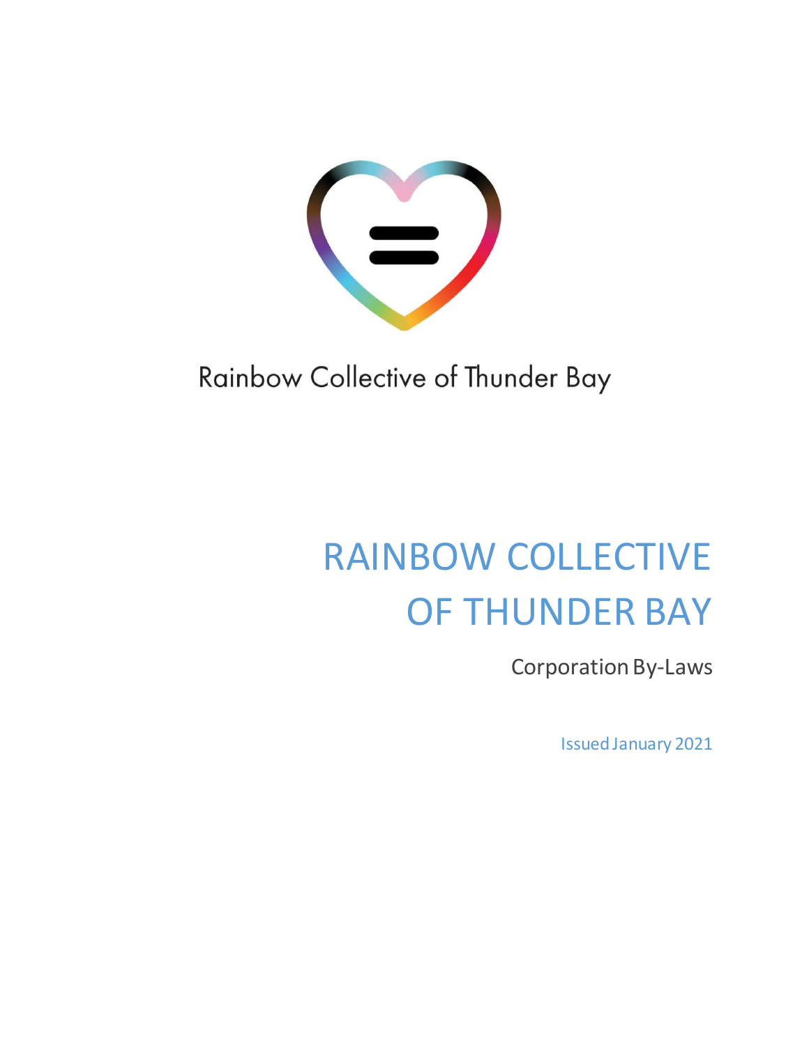Rainbow Collective of Thunder Bay

# RAINBOW COLLECTIVE OF THUNDER BAY

Corporation By-Laws

Issued January 2021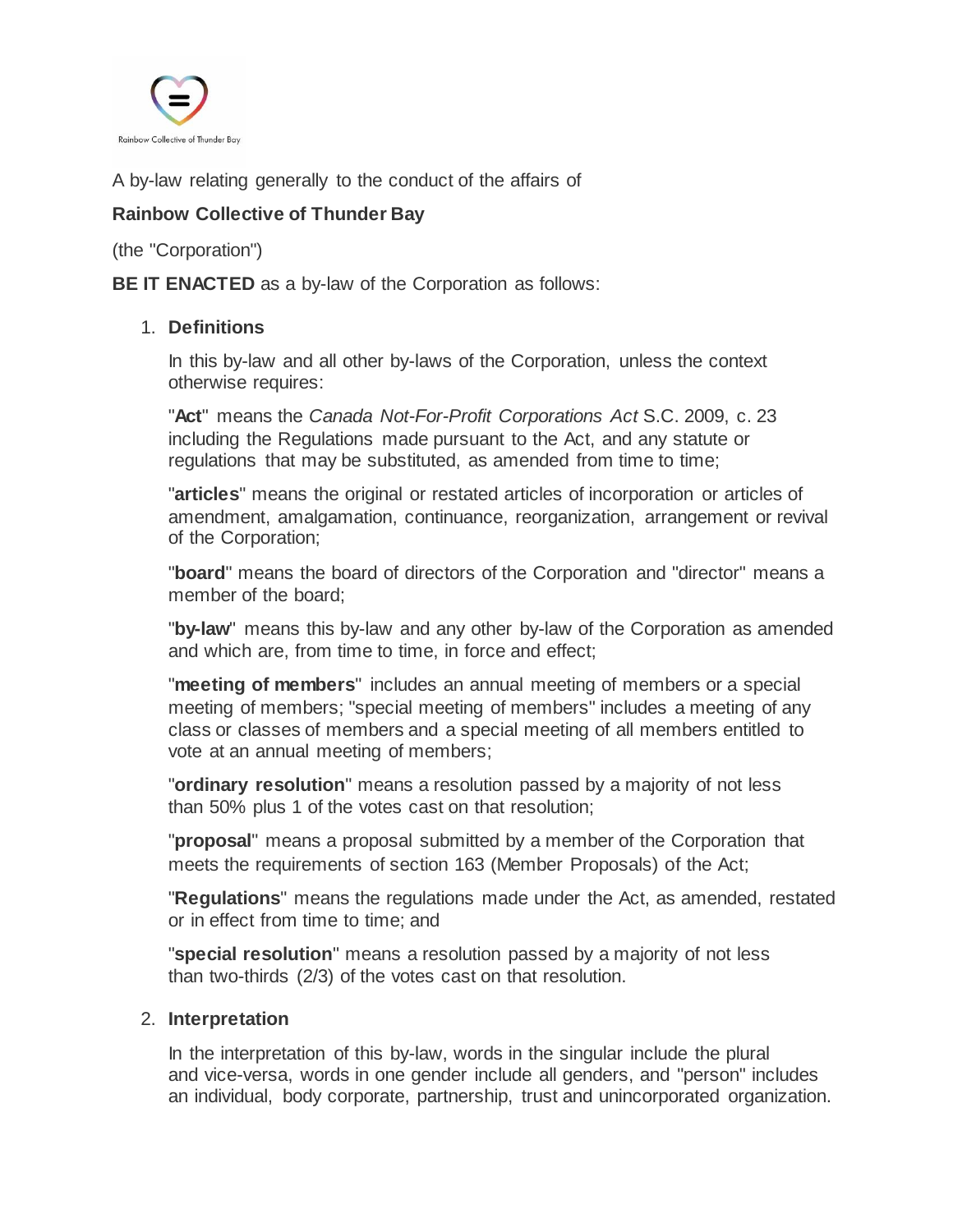A by-law relating generally to the conduct of the affairs of

**Rainbow Collective of Thunder Bay**

(the "Corporation")

**BE IT ENACTED** as a by-law of the Corporation as follows:

1. **Definitions**

   In this by-law and all other by-laws of the Corporation, unless the context otherwise requires:

   "**Act**" means the *Canada Not-For-Profit Corporations Act* S.C. 2009, c. 23 including the Regulations made pursuant to the Act, and any statute or regulations that may be substituted, as amended from time to time;

   "**articles**" means the original or restated articles of incorporation or articles of amendment, amalgamation, continuance, reorganization, arrangement or revival of the Corporation;

   "**board**" means the board of directors of the Corporation and "director" means a member of the board;

   "**by-law**" means this by-law and any other by-law of the Corporation as amended and which are, from time to time, in force and effect;

   "**meeting of members**" includes an annual meeting of members or a special meeting of members; "special meeting of members" includes a meeting of any class or classes of members and a special meeting of all members entitled to vote at an annual meeting of members;

   "**ordinary resolution**" means a resolution passed by a majority of not less than 50% plus 1 of the votes cast on that resolution;

   "**proposal**" means a proposal submitted by a member of the Corporation that meets the requirements of section 163 (Member Proposals) of the Act;

   "**Regulations**" means the regulations made under the Act, as amended, restated or in effect from time to time; and

   "**special resolution**" means a resolution passed by a majority of not less than two-thirds (2/3) of the votes cast on that resolution.

2. **Interpretation**

   In the interpretation of this by-law, words in the singular include the plural and vice-versa, words in one gender include all genders, and "person" includes an individual, body corporate, partnership, trust and unincorporated organization.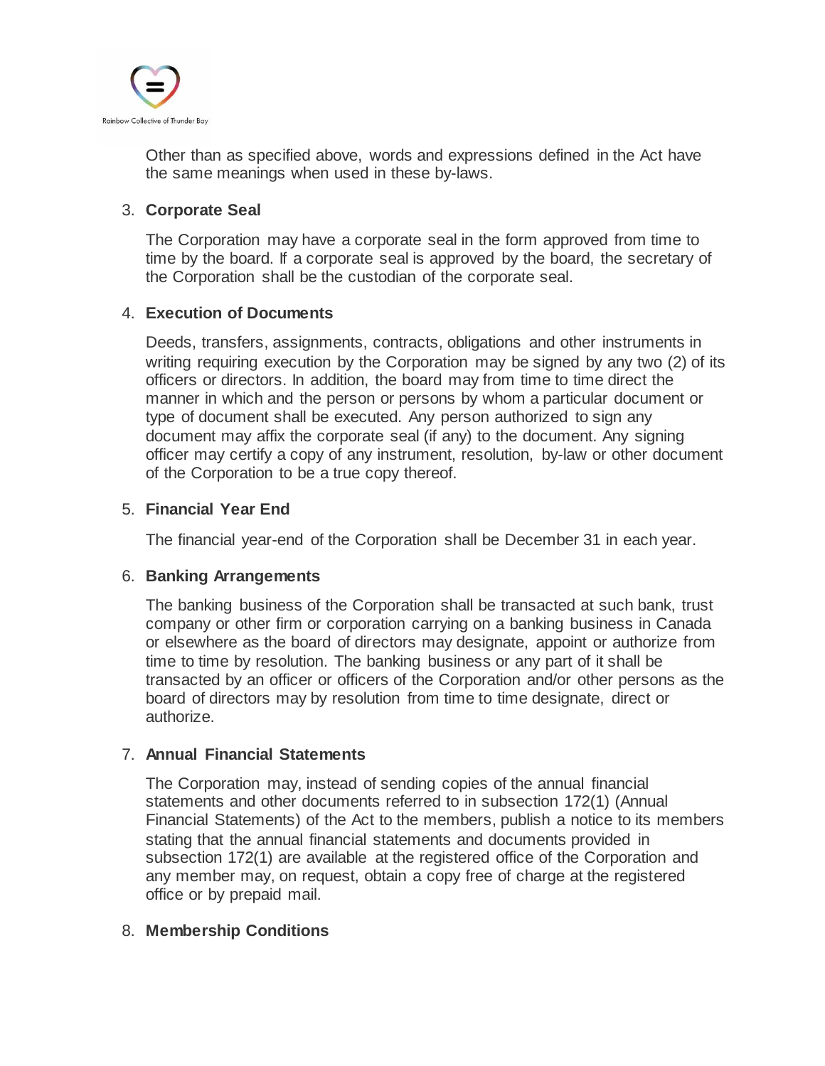Other than as specified above, words and expressions defined in the Act have the same meanings when used in these by-laws.

3. **Corporate Seal**

   The Corporation may have a corporate seal in the form approved from time to time by the board. If a corporate seal is approved by the board, the secretary of the Corporation shall be the custodian of the corporate seal.

4. **Execution of Documents**

   Deeds, transfers, assignments, contracts, obligations and other instruments in writing requiring execution by the Corporation may be signed by any two (2) of its officers or directors. In addition, the board may from time to time direct the manner in which and the person or persons by whom a particular document or type of document shall be executed. Any person authorized to sign any document may affix the corporate seal (if any) to the document. Any signing officer may certify a copy of any instrument, resolution, by-law or other document of the Corporation to be a true copy thereof.

5. **Financial Year End**

   The financial year-end of the Corporation shall be December 31 in each year.

6. **Banking Arrangements**

   The banking business of the Corporation shall be transacted at such bank, trust company or other firm or corporation carrying on a banking business in Canada or elsewhere as the board of directors may designate, appoint or authorize from time to time by resolution. The banking business or any part of it shall be transacted by an officer or officers of the Corporation and/or other persons as the board of directors may by resolution from time to time designate, direct or authorize.

7. **Annual Financial Statements**

   The Corporation may, instead of sending copies of the annual financial statements and other documents referred to in subsection 172(1) (Annual Financial Statements) of the Act to the members, publish a notice to its members stating that the annual financial statements and documents provided in subsection 172(1) are available at the registered office of the Corporation and any member may, on request, obtain a copy free of charge at the registered office or by prepaid mail.

8. **Membership Conditions**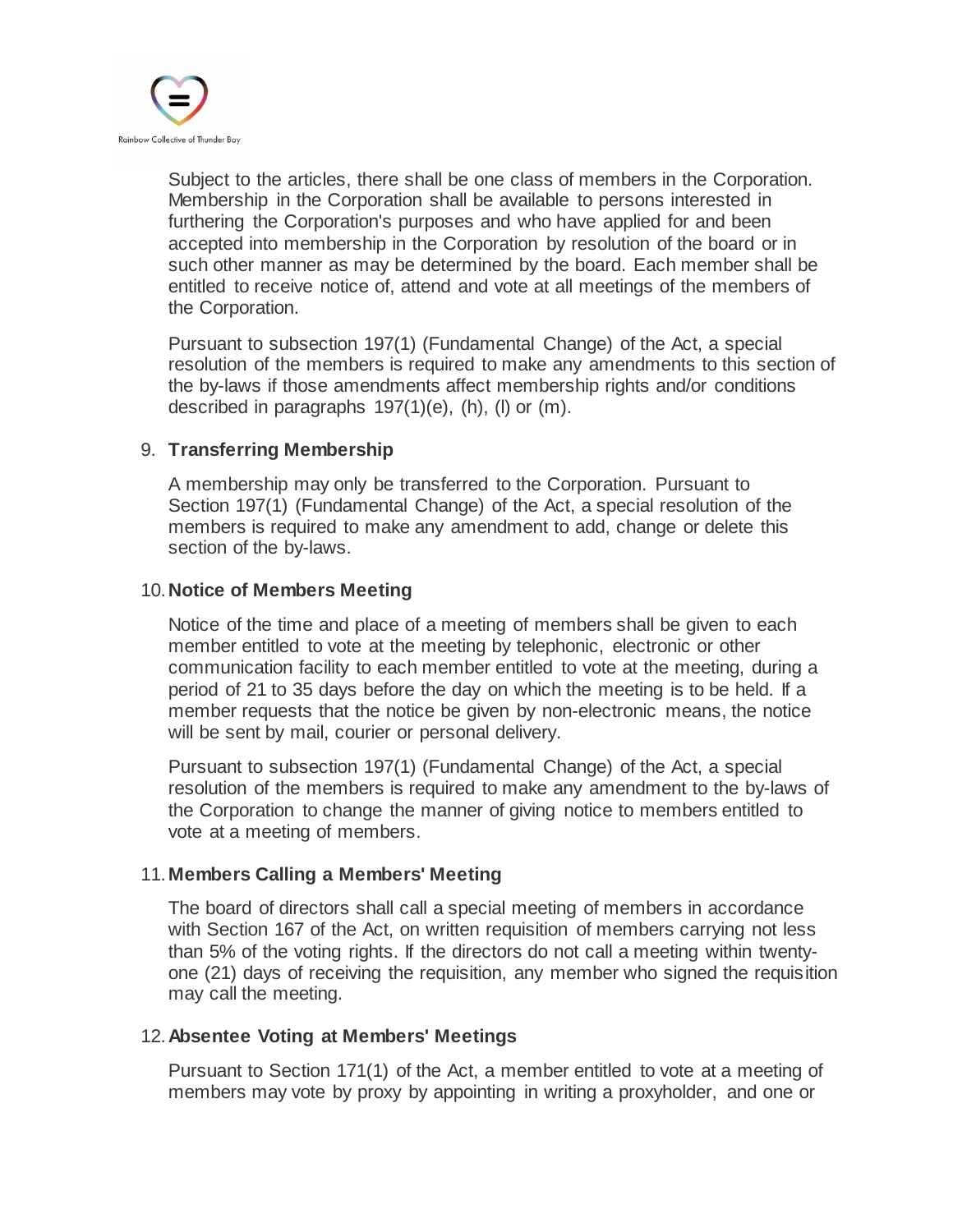Subject to the articles, there shall be one class of members in the Corporation. Membership in the Corporation shall be available to persons interested in furthering the Corporation's purposes and who have applied for and been accepted into membership in the Corporation by resolution of the board or in such other manner as may be determined by the board. Each member shall be entitled to receive notice of, attend and vote at all meetings of the members of the Corporation.

Pursuant to subsection 197(1) (Fundamental Change) of the Act, a special resolution of the members is required to make any amendments to this section of the by-laws if those amendments affect membership rights and/or conditions described in paragraphs 197(1)(e), (h), (l) or (m).

9. **Transferring Membership**

   A membership may only be transferred to the Corporation. Pursuant to Section 197(1) (Fundamental Change) of the Act, a special resolution of the members is required to make any amendment to add, change or delete this section of the by-laws.

10. **Notice of Members Meeting**

    Notice of the time and place of a meeting of members shall be given to each member entitled to vote at the meeting by telephonic, electronic or other communication facility to each member entitled to vote at the meeting, during a period of 21 to 35 days before the day on which the meeting is to be held. If a member requests that the notice be given by non-electronic means, the notice will be sent by mail, courier or personal delivery.

    Pursuant to subsection 197(1) (Fundamental Change) of the Act, a special resolution of the members is required to make any amendment to the by-laws of the Corporation to change the manner of giving notice to members entitled to vote at a meeting of members.

11. **Members Calling a Members' Meeting**

    The board of directors shall call a special meeting of members in accordance with Section 167 of the Act, on written requisition of members carrying not less than 5% of the voting rights. If the directors do not call a meeting within twenty-one (21) days of receiving the requisition, any member who signed the requisition may call the meeting.

12. **Absentee Voting at Members' Meetings**

    Pursuant to Section 171(1) of the Act, a member entitled to vote at a meeting of members may vote by proxy by appointing in writing a proxyholder, and one or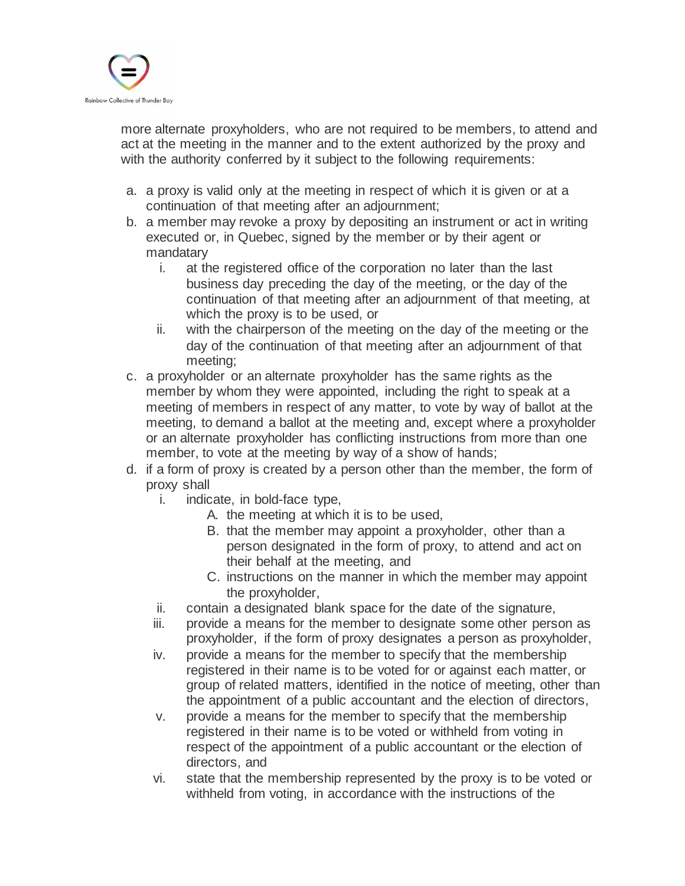more alternate proxyholders, who are not required to be members, to attend and act at the meeting in the manner and to the extent authorized by the proxy and with the authority conferred by it subject to the following requirements:

a. a proxy is valid only at the meeting in respect of which it is given or at a continuation of that meeting after an adjournment;
b. a member may revoke a proxy by depositing an instrument or act in writing executed or, in Quebec, signed by the member or by their agent or mandatary
   i. at the registered office of the corporation no later than the last business day preceding the day of the meeting, or the day of the continuation of that meeting after an adjournment of that meeting, at which the proxy is to be used, or
   ii. with the chairperson of the meeting on the day of the meeting or the day of the continuation of that meeting after an adjournment of that meeting;
c. a proxyholder or an alternate proxyholder has the same rights as the member by whom they were appointed, including the right to speak at a meeting of members in respect of any matter, to vote by way of ballot at the meeting, to demand a ballot at the meeting and, except where a proxyholder or an alternate proxyholder has conflicting instructions from more than one member, to vote at the meeting by way of a show of hands;
d. if a form of proxy is created by a person other than the member, the form of proxy shall
   i. indicate, in bold-face type,
      A. the meeting at which it is to be used,
      B. that the member may appoint a proxyholder, other than a person designated in the form of proxy, to attend and act on their behalf at the meeting, and
      C. instructions on the manner in which the member may appoint the proxyholder,
   ii. contain a designated blank space for the date of the signature,
   iii. provide a means for the member to designate some other person as proxyholder, if the form of proxy designates a person as proxyholder,
   iv. provide a means for the member to specify that the membership registered in their name is to be voted for or against each matter, or group of related matters, identified in the notice of meeting, other than the appointment of a public accountant and the election of directors,
   v. provide a means for the member to specify that the membership registered in their name is to be voted or withheld from voting in respect of the appointment of a public accountant or the election of directors, and
   vi. state that the membership represented by the proxy is to be voted or withheld from voting, in accordance with the instructions of the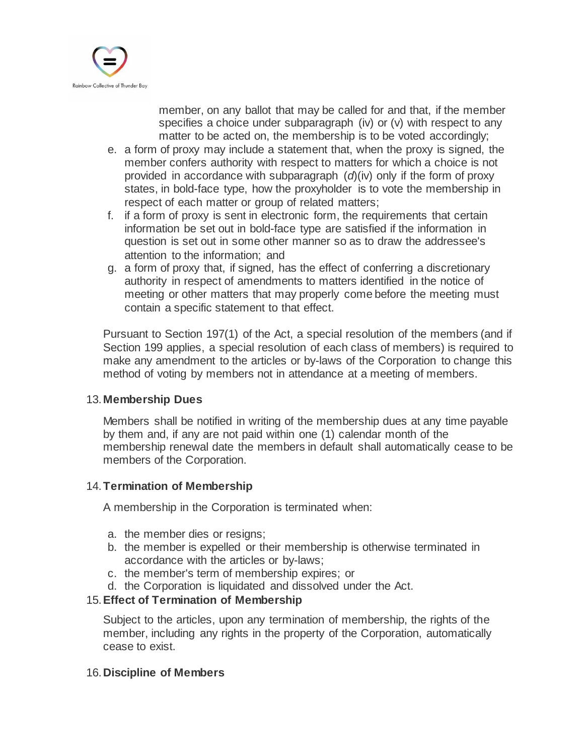member, on any ballot that may be called for and that, if the member specifies a choice under subparagraph (iv) or (v) with respect to any matter to be acted on, the membership is to be voted accordingly;

e. a form of proxy may include a statement that, when the proxy is signed, the member confers authority with respect to matters for which a choice is not provided in accordance with subparagraph (*d*)(iv) only if the form of proxy states, in bold-face type, how the proxyholder is to vote the membership in respect of each matter or group of related matters;
f. if a form of proxy is sent in electronic form, the requirements that certain information be set out in bold-face type are satisfied if the information in question is set out in some other manner so as to draw the addressee's attention to the information; and
g. a form of proxy that, if signed, has the effect of conferring a discretionary authority in respect of amendments to matters identified in the notice of meeting or other matters that may properly come before the meeting must contain a specific statement to that effect.

Pursuant to Section 197(1) of the Act, a special resolution of the members (and if Section 199 applies, a special resolution of each class of members) is required to make any amendment to the articles or by-laws of the Corporation to change this method of voting by members not in attendance at a meeting of members.

13. **Membership Dues**

Members shall be notified in writing of the membership dues at any time payable by them and, if any are not paid within one (1) calendar month of the membership renewal date the members in default shall automatically cease to be members of the Corporation.

14. **Termination of Membership**

A membership in the Corporation is terminated when:

a. the member dies or resigns;
b. the member is expelled or their membership is otherwise terminated in accordance with the articles or by-laws;
c. the member's term of membership expires; or
d. the Corporation is liquidated and dissolved under the Act.

15. **Effect of Termination of Membership**

Subject to the articles, upon any termination of membership, the rights of the member, including any rights in the property of the Corporation, automatically cease to exist.

16. **Discipline of Members**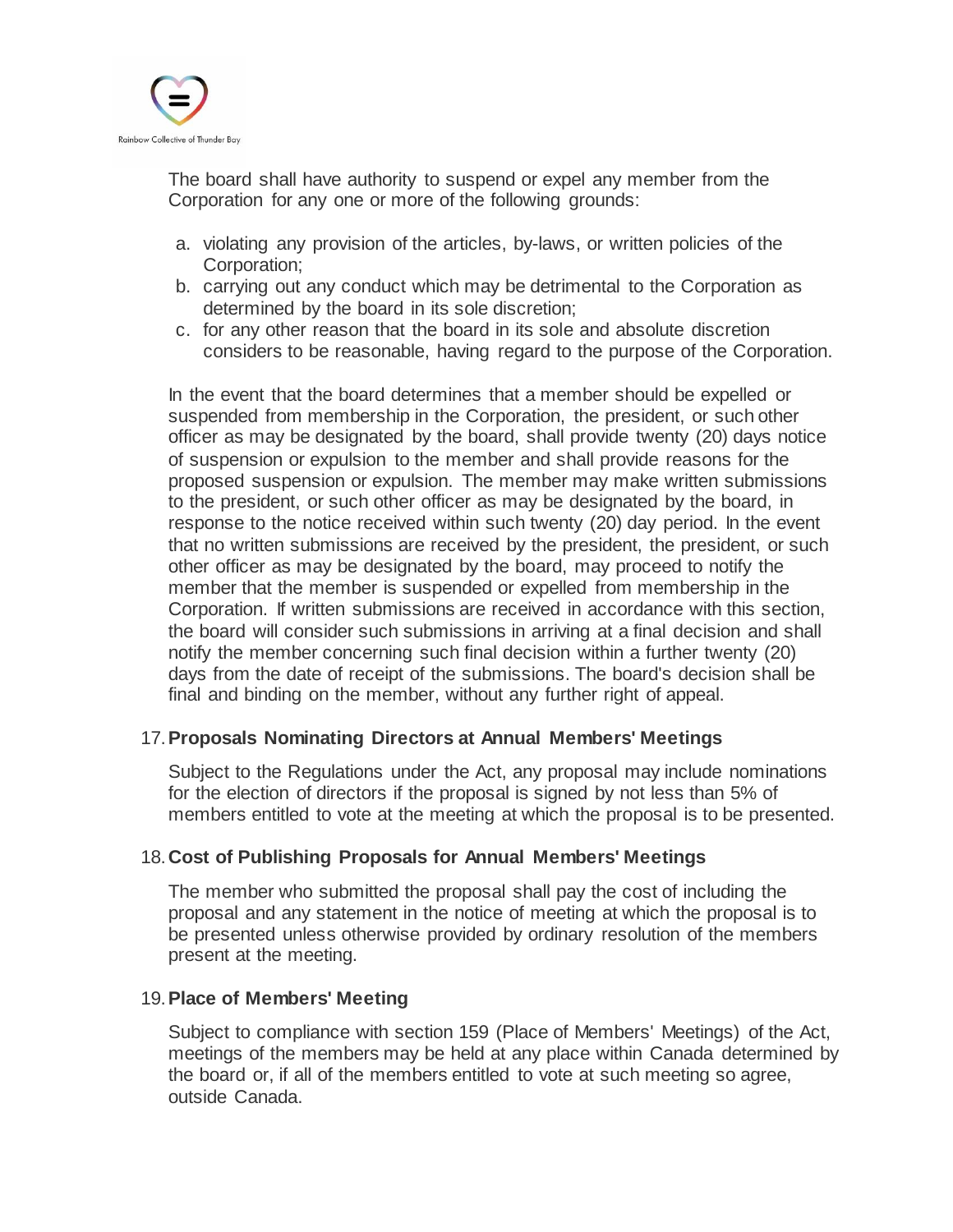The board shall have authority to suspend or expel any member from the Corporation for any one or more of the following grounds:

a. violating any provision of the articles, by-laws, or written policies of the Corporation;
b. carrying out any conduct which may be detrimental to the Corporation as determined by the board in its sole discretion;
c. for any other reason that the board in its sole and absolute discretion considers to be reasonable, having regard to the purpose of the Corporation.

In the event that the board determines that a member should be expelled or suspended from membership in the Corporation, the president, or such other officer as may be designated by the board, shall provide twenty (20) days notice of suspension or expulsion to the member and shall provide reasons for the proposed suspension or expulsion. The member may make written submissions to the president, or such other officer as may be designated by the board, in response to the notice received within such twenty (20) day period. In the event that no written submissions are received by the president, the president, or such other officer as may be designated by the board, may proceed to notify the member that the member is suspended or expelled from membership in the Corporation. If written submissions are received in accordance with this section, the board will consider such submissions in arriving at a final decision and shall notify the member concerning such final decision within a further twenty (20) days from the date of receipt of the submissions. The board's decision shall be final and binding on the member, without any further right of appeal.

17. **Proposals Nominating Directors at Annual Members' Meetings**

Subject to the Regulations under the Act, any proposal may include nominations for the election of directors if the proposal is signed by not less than 5% of members entitled to vote at the meeting at which the proposal is to be presented.

18. **Cost of Publishing Proposals for Annual Members' Meetings**

The member who submitted the proposal shall pay the cost of including the proposal and any statement in the notice of meeting at which the proposal is to be presented unless otherwise provided by ordinary resolution of the members present at the meeting.

19. **Place of Members' Meeting**

Subject to compliance with section 159 (Place of Members' Meetings) of the Act, meetings of the members may be held at any place within Canada determined by the board or, if all of the members entitled to vote at such meeting so agree, outside Canada.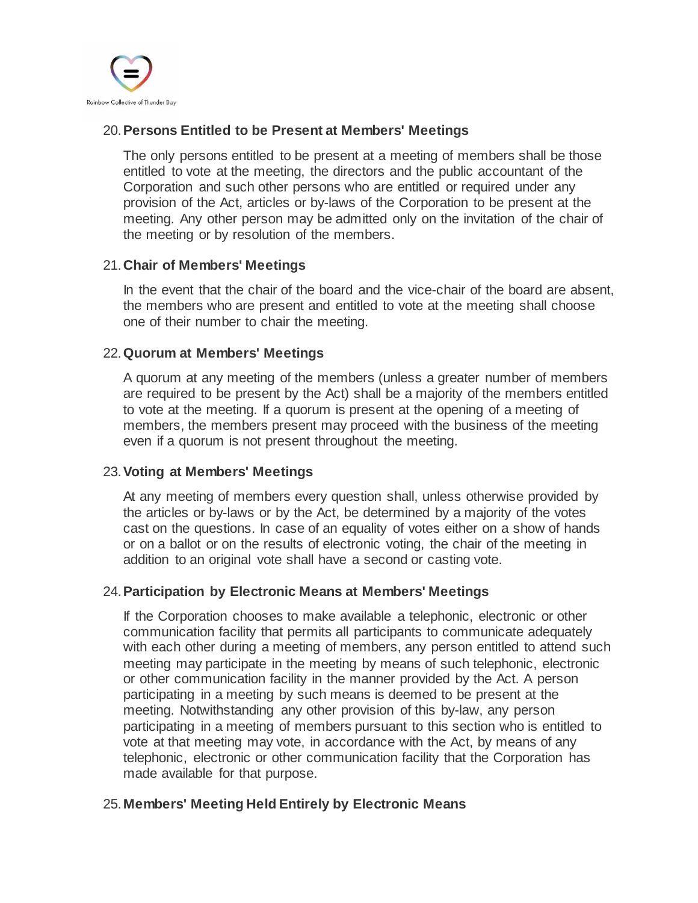20. **Persons Entitled to be Present at Members' Meetings**

    The only persons entitled to be present at a meeting of members shall be those entitled to vote at the meeting, the directors and the public accountant of the Corporation and such other persons who are entitled or required under any provision of the Act, articles or by-laws of the Corporation to be present at the meeting. Any other person may be admitted only on the invitation of the chair of the meeting or by resolution of the members.

21. **Chair of Members' Meetings**

    In the event that the chair of the board and the vice-chair of the board are absent, the members who are present and entitled to vote at the meeting shall choose one of their number to chair the meeting.

22. **Quorum at Members' Meetings**

    A quorum at any meeting of the members (unless a greater number of members are required to be present by the Act) shall be a majority of the members entitled to vote at the meeting. If a quorum is present at the opening of a meeting of members, the members present may proceed with the business of the meeting even if a quorum is not present throughout the meeting.

23. **Voting at Members' Meetings**

    At any meeting of members every question shall, unless otherwise provided by the articles or by-laws or by the Act, be determined by a majority of the votes cast on the questions. In case of an equality of votes either on a show of hands or on a ballot or on the results of electronic voting, the chair of the meeting in addition to an original vote shall have a second or casting vote.

24. **Participation by Electronic Means at Members' Meetings**

    If the Corporation chooses to make available a telephonic, electronic or other communication facility that permits all participants to communicate adequately with each other during a meeting of members, any person entitled to attend such meeting may participate in the meeting by means of such telephonic, electronic or other communication facility in the manner provided by the Act. A person participating in a meeting by such means is deemed to be present at the meeting. Notwithstanding any other provision of this by-law, any person participating in a meeting of members pursuant to this section who is entitled to vote at that meeting may vote, in accordance with the Act, by means of any telephonic, electronic or other communication facility that the Corporation has made available for that purpose.

25. **Members' Meeting Held Entirely by Electronic Means**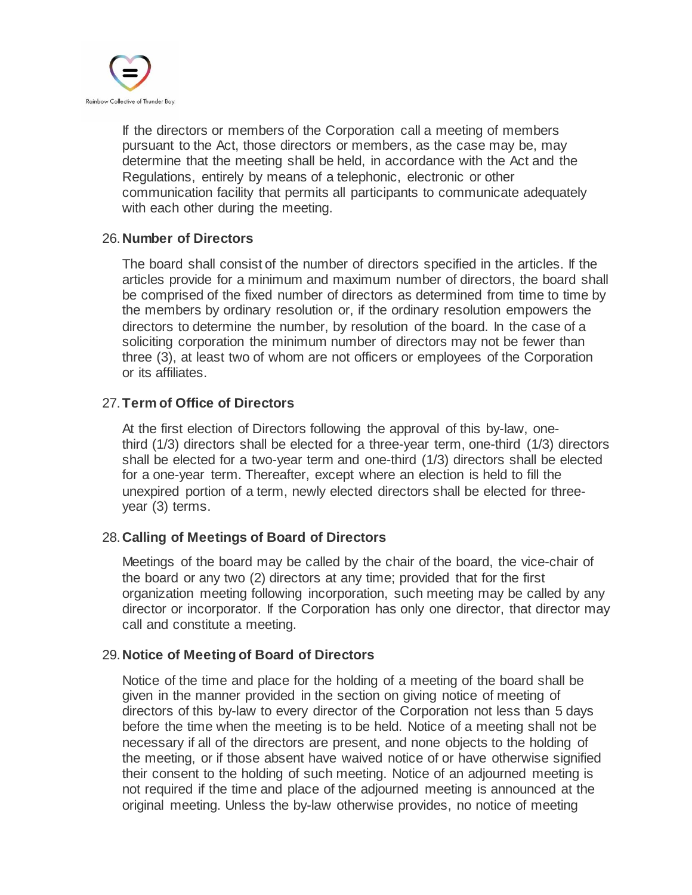If the directors or members of the Corporation call a meeting of members pursuant to the Act, those directors or members, as the case may be, may determine that the meeting shall be held, in accordance with the Act and the Regulations, entirely by means of a telephonic, electronic or other communication facility that permits all participants to communicate adequately with each other during the meeting.

26. **Number of Directors**

The board shall consist of the number of directors specified in the articles. If the articles provide for a minimum and maximum number of directors, the board shall be comprised of the fixed number of directors as determined from time to time by the members by ordinary resolution or, if the ordinary resolution empowers the directors to determine the number, by resolution of the board. In the case of a soliciting corporation the minimum number of directors may not be fewer than three (3), at least two of whom are not officers or employees of the Corporation or its affiliates.

27. **Term of Office of Directors**

At the first election of Directors following the approval of this by-law, one-third (1/3) directors shall be elected for a three-year term, one-third (1/3) directors shall be elected for a two-year term and one-third (1/3) directors shall be elected for a one-year term. Thereafter, except where an election is held to fill the unexpired portion of a term, newly elected directors shall be elected for three-year (3) terms.

28. **Calling of Meetings of Board of Directors**

Meetings of the board may be called by the chair of the board, the vice-chair of the board or any two (2) directors at any time; provided that for the first organization meeting following incorporation, such meeting may be called by any director or incorporator. If the Corporation has only one director, that director may call and constitute a meeting.

29. **Notice of Meeting of Board of Directors**

Notice of the time and place for the holding of a meeting of the board shall be given in the manner provided in the section on giving notice of meeting of directors of this by-law to every director of the Corporation not less than 5 days before the time when the meeting is to be held. Notice of a meeting shall not be necessary if all of the directors are present, and none objects to the holding of the meeting, or if those absent have waived notice of or have otherwise signified their consent to the holding of such meeting. Notice of an adjourned meeting is not required if the time and place of the adjourned meeting is announced at the original meeting. Unless the by-law otherwise provides, no notice of meeting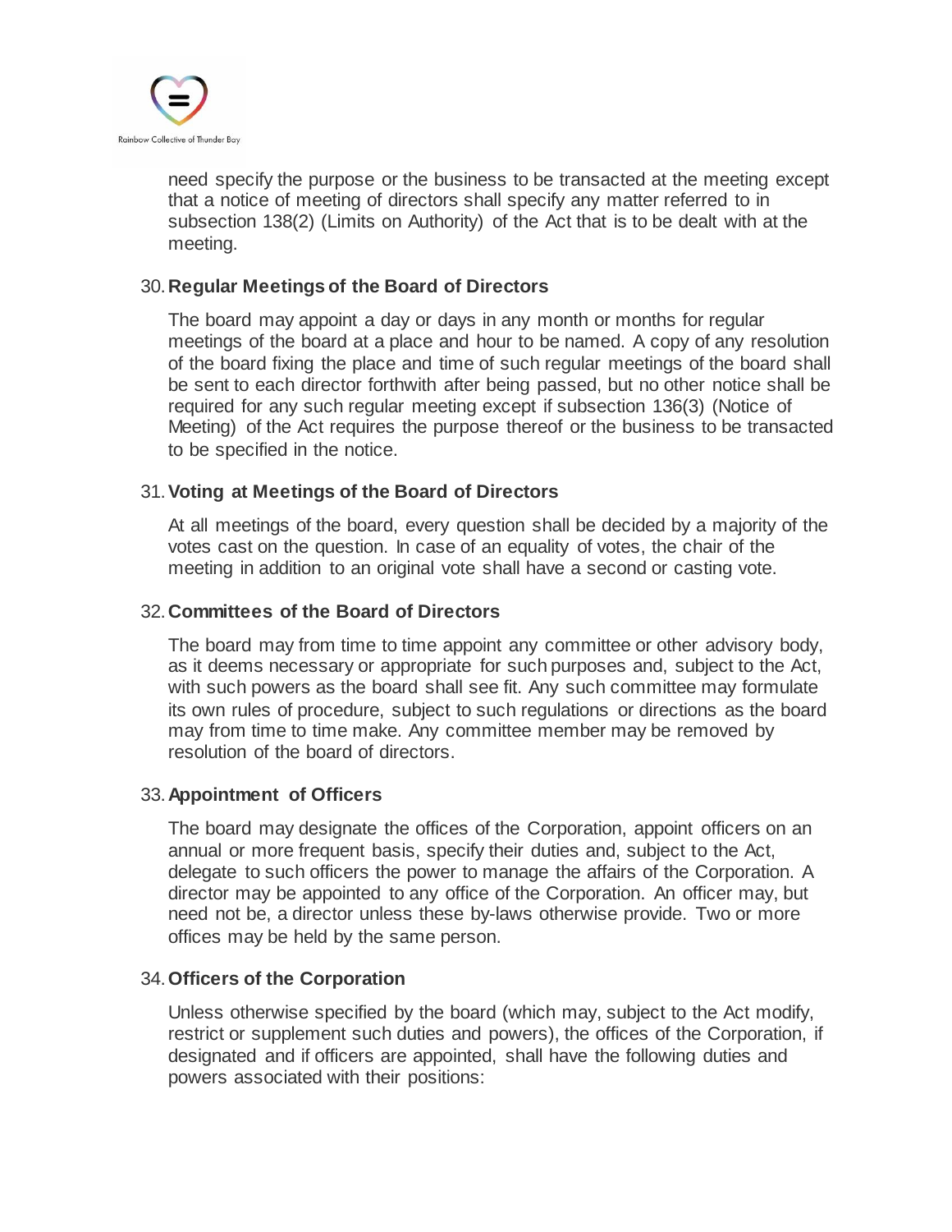need specify the purpose or the business to be transacted at the meeting except that a notice of meeting of directors shall specify any matter referred to in subsection 138(2) (Limits on Authority) of the Act that is to be dealt with at the meeting.

30. **Regular Meetings of the Board of Directors**

The board may appoint a day or days in any month or months for regular meetings of the board at a place and hour to be named. A copy of any resolution of the board fixing the place and time of such regular meetings of the board shall be sent to each director forthwith after being passed, but no other notice shall be required for any such regular meeting except if subsection 136(3) (Notice of Meeting) of the Act requires the purpose thereof or the business to be transacted to be specified in the notice.

31. **Voting at Meetings of the Board of Directors**

At all meetings of the board, every question shall be decided by a majority of the votes cast on the question. In case of an equality of votes, the chair of the meeting in addition to an original vote shall have a second or casting vote.

32. **Committees of the Board of Directors**

The board may from time to time appoint any committee or other advisory body, as it deems necessary or appropriate for such purposes and, subject to the Act, with such powers as the board shall see fit. Any such committee may formulate its own rules of procedure, subject to such regulations or directions as the board may from time to time make. Any committee member may be removed by resolution of the board of directors.

33. **Appointment of Officers**

The board may designate the offices of the Corporation, appoint officers on an annual or more frequent basis, specify their duties and, subject to the Act, delegate to such officers the power to manage the affairs of the Corporation. A director may be appointed to any office of the Corporation. An officer may, but need not be, a director unless these by-laws otherwise provide. Two or more offices may be held by the same person.

34. **Officers of the Corporation**

Unless otherwise specified by the board (which may, subject to the Act modify, restrict or supplement such duties and powers), the offices of the Corporation, if designated and if officers are appointed, shall have the following duties and powers associated with their positions: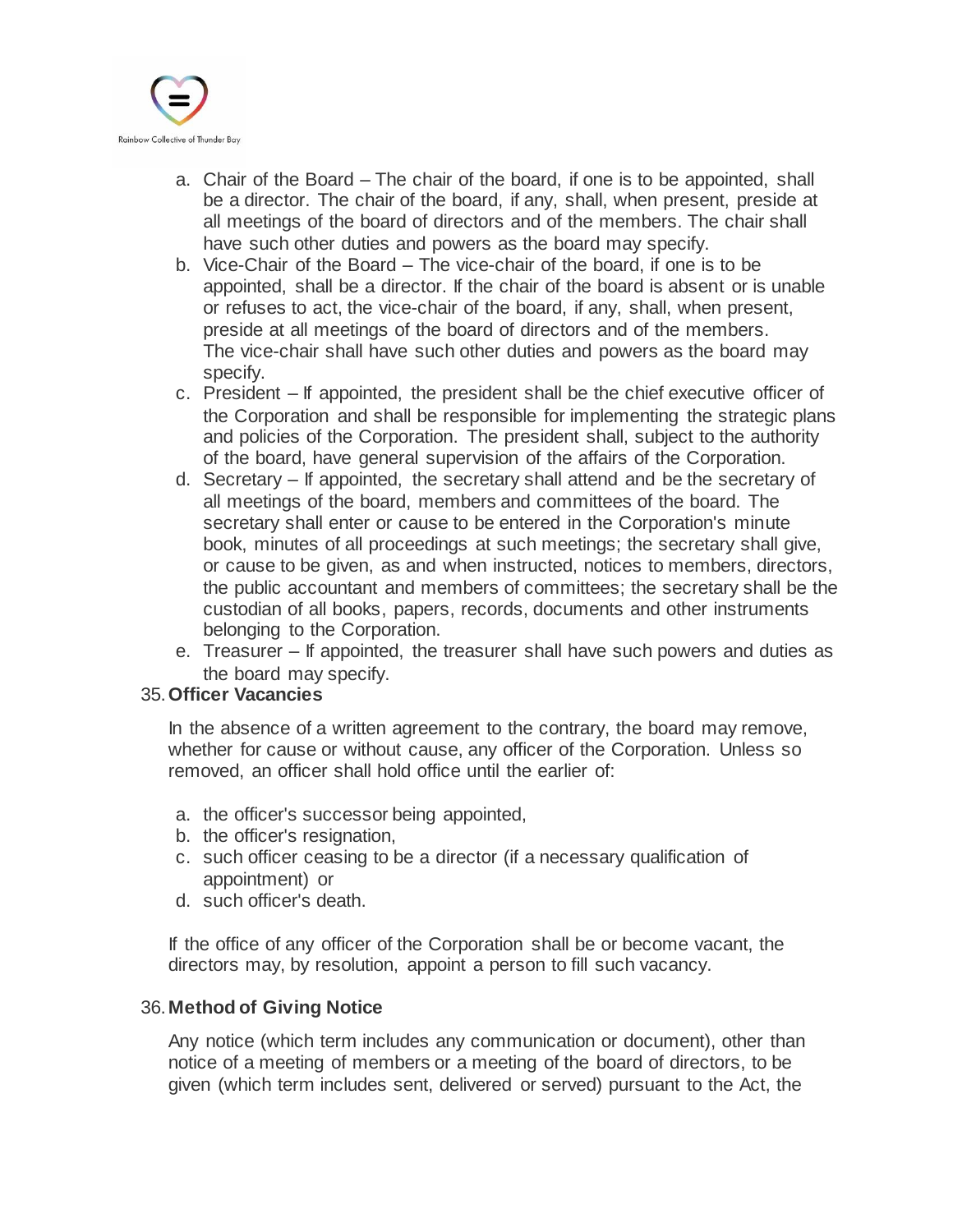a. Chair of the Board – The chair of the board, if one is to be appointed, shall be a director. The chair of the board, if any, shall, when present, preside at all meetings of the board of directors and of the members. The chair shall have such other duties and powers as the board may specify.
b. Vice-Chair of the Board – The vice-chair of the board, if one is to be appointed, shall be a director. If the chair of the board is absent or is unable or refuses to act, the vice-chair of the board, if any, shall, when present, preside at all meetings of the board of directors and of the members. The vice-chair shall have such other duties and powers as the board may specify.
c. President – If appointed, the president shall be the chief executive officer of the Corporation and shall be responsible for implementing the strategic plans and policies of the Corporation. The president shall, subject to the authority of the board, have general supervision of the affairs of the Corporation.
d. Secretary – If appointed, the secretary shall attend and be the secretary of all meetings of the board, members and committees of the board. The secretary shall enter or cause to be entered in the Corporation's minute book, minutes of all proceedings at such meetings; the secretary shall give, or cause to be given, as and when instructed, notices to members, directors, the public accountant and members of committees; the secretary shall be the custodian of all books, papers, records, documents and other instruments belonging to the Corporation.
e. Treasurer – If appointed, the treasurer shall have such powers and duties as the board may specify.

35. **Officer Vacancies**

In the absence of a written agreement to the contrary, the board may remove, whether for cause or without cause, any officer of the Corporation. Unless so removed, an officer shall hold office until the earlier of:

a. the officer's successor being appointed,
b. the officer's resignation,
c. such officer ceasing to be a director (if a necessary qualification of appointment) or
d. such officer's death.

If the office of any officer of the Corporation shall be or become vacant, the directors may, by resolution, appoint a person to fill such vacancy.

36. **Method of Giving Notice**

Any notice (which term includes any communication or document), other than notice of a meeting of members or a meeting of the board of directors, to be given (which term includes sent, delivered or served) pursuant to the Act, the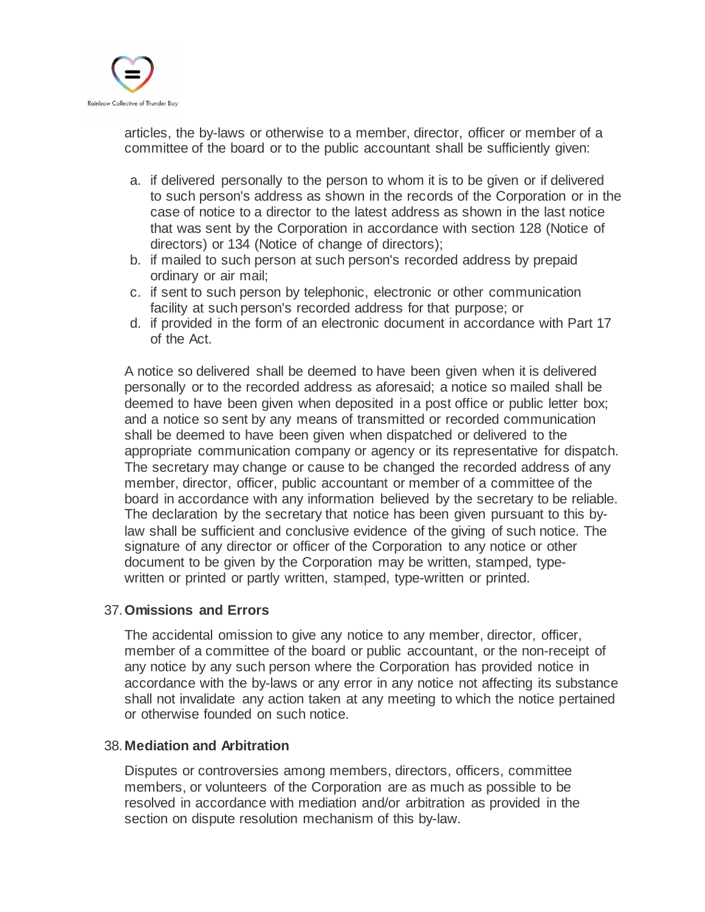articles, the by-laws or otherwise to a member, director, officer or member of a committee of the board or to the public accountant shall be sufficiently given:

a. if delivered personally to the person to whom it is to be given or if delivered to such person's address as shown in the records of the Corporation or in the case of notice to a director to the latest address as shown in the last notice that was sent by the Corporation in accordance with section 128 (Notice of directors) or 134 (Notice of change of directors);
b. if mailed to such person at such person's recorded address by prepaid ordinary or air mail;
c. if sent to such person by telephonic, electronic or other communication facility at such person's recorded address for that purpose; or
d. if provided in the form of an electronic document in accordance with Part 17 of the Act.

A notice so delivered shall be deemed to have been given when it is delivered personally or to the recorded address as aforesaid; a notice so mailed shall be deemed to have been given when deposited in a post office or public letter box; and a notice so sent by any means of transmitted or recorded communication shall be deemed to have been given when dispatched or delivered to the appropriate communication company or agency or its representative for dispatch. The secretary may change or cause to be changed the recorded address of any member, director, officer, public accountant or member of a committee of the board in accordance with any information believed by the secretary to be reliable. The declaration by the secretary that notice has been given pursuant to this by-law shall be sufficient and conclusive evidence of the giving of such notice. The signature of any director or officer of the Corporation to any notice or other document to be given by the Corporation may be written, stamped, type-written or printed or partly written, stamped, type-written or printed.

37. **Omissions and Errors**

The accidental omission to give any notice to any member, director, officer, member of a committee of the board or public accountant, or the non-receipt of any notice by any such person where the Corporation has provided notice in accordance with the by-laws or any error in any notice not affecting its substance shall not invalidate any action taken at any meeting to which the notice pertained or otherwise founded on such notice.

38. **Mediation and Arbitration**

Disputes or controversies among members, directors, officers, committee members, or volunteers of the Corporation are as much as possible to be resolved in accordance with mediation and/or arbitration as provided in the section on dispute resolution mechanism of this by-law.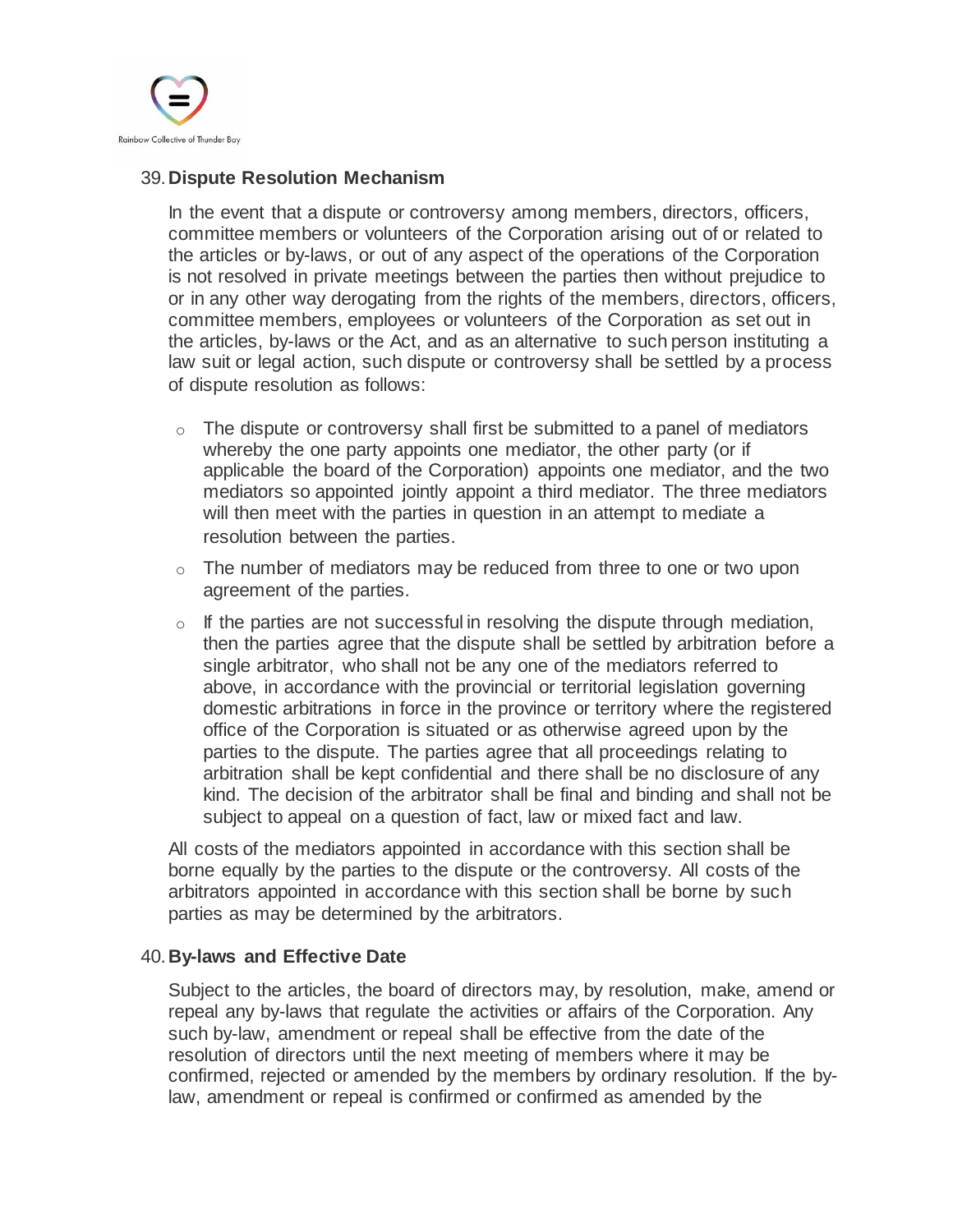39. **Dispute Resolution Mechanism**

In the event that a dispute or controversy among members, directors, officers, committee members or volunteers of the Corporation arising out of or related to the articles or by-laws, or out of any aspect of the operations of the Corporation is not resolved in private meetings between the parties then without prejudice to or in any other way derogating from the rights of the members, directors, officers, committee members, employees or volunteers of the Corporation as set out in the articles, by-laws or the Act, and as an alternative to such person instituting a law suit or legal action, such dispute or controversy shall be settled by a process of dispute resolution as follows:

- The dispute or controversy shall first be submitted to a panel of mediators whereby the one party appoints one mediator, the other party (or if applicable the board of the Corporation) appoints one mediator, and the two mediators so appointed jointly appoint a third mediator. The three mediators will then meet with the parties in question in an attempt to mediate a resolution between the parties.
- The number of mediators may be reduced from three to one or two upon agreement of the parties.
- If the parties are not successful in resolving the dispute through mediation, then the parties agree that the dispute shall be settled by arbitration before a single arbitrator, who shall not be any one of the mediators referred to above, in accordance with the provincial or territorial legislation governing domestic arbitrations in force in the province or territory where the registered office of the Corporation is situated or as otherwise agreed upon by the parties to the dispute. The parties agree that all proceedings relating to arbitration shall be kept confidential and there shall be no disclosure of any kind. The decision of the arbitrator shall be final and binding and shall not be subject to appeal on a question of fact, law or mixed fact and law.

All costs of the mediators appointed in accordance with this section shall be borne equally by the parties to the dispute or the controversy. All costs of the arbitrators appointed in accordance with this section shall be borne by such parties as may be determined by the arbitrators.

40. **By-laws and Effective Date**

Subject to the articles, the board of directors may, by resolution, make, amend or repeal any by-laws that regulate the activities or affairs of the Corporation. Any such by-law, amendment or repeal shall be effective from the date of the resolution of directors until the next meeting of members where it may be confirmed, rejected or amended by the members by ordinary resolution. If the by-law, amendment or repeal is confirmed or confirmed as amended by the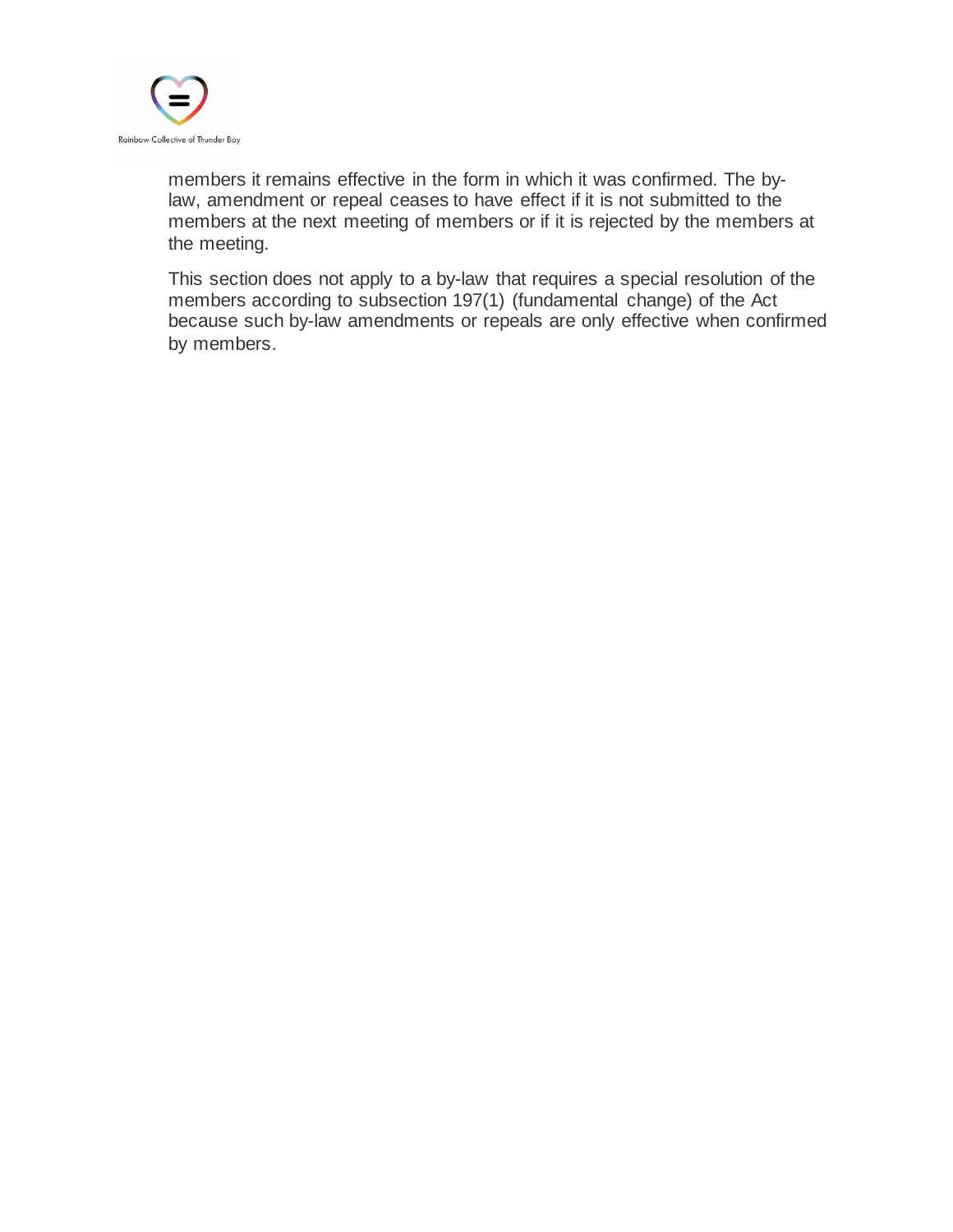members it remains effective in the form in which it was confirmed. The by-law, amendment or repeal ceases to have effect if it is not submitted to the members at the next meeting of members or if it is rejected by the members at the meeting.

This section does not apply to a by-law that requires a special resolution of the members according to subsection 197(1) (fundamental change) of the Act because such by-law amendments or repeals are only effective when confirmed by members.